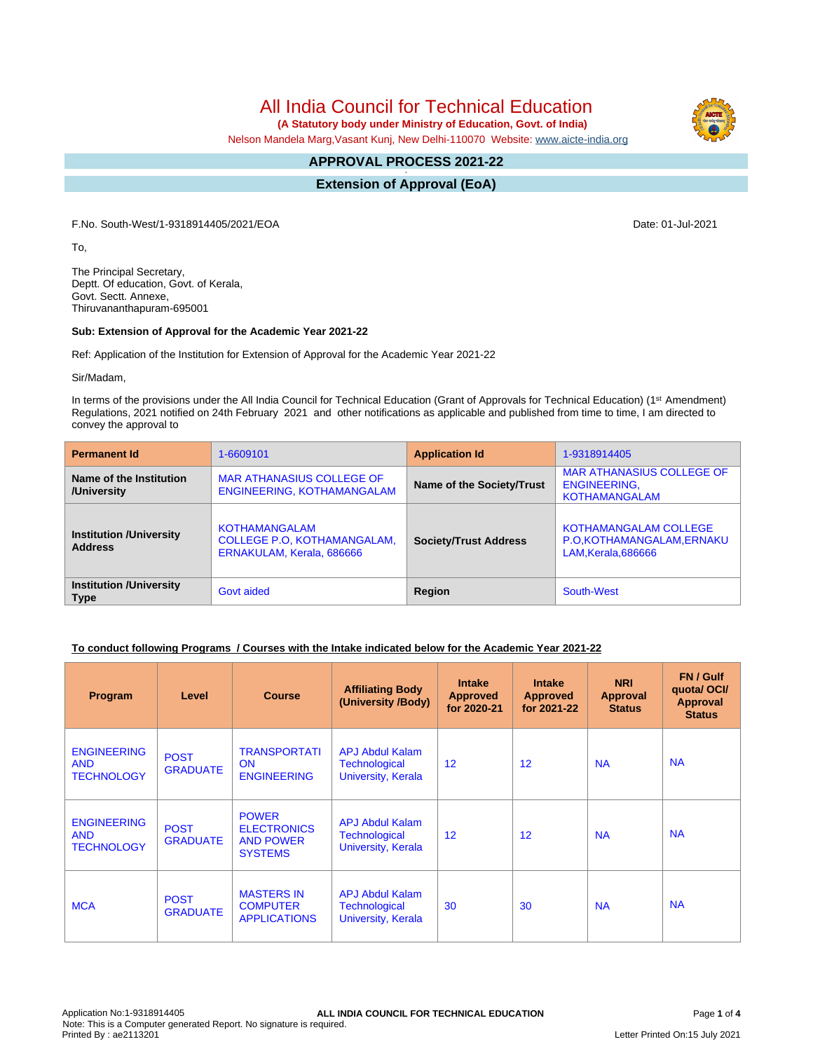# All India Council for Technical Education

**(A Statutory body under Ministry of Education, Govt. of India)**

Nelson Mandela Marg,Vasant Kunj, New Delhi-110070 Website: www.aicte-india.org

## APPROVAL PROCESS 2021-22

## Extension of Approval (EoA)

F.No. South-West/1-9318914405/2021/EOA

Date: 01-Jul-2021

To,

The Principal Secretary,
Deptt. Of education, Govt. of Kerala,
Govt. Sectt. Annexe,
Thiruvananthapuram-695001

**Sub: Extension of Approval for the Academic Year 2021-22**

Ref: Application of the Institution for Extension of Approval for the Academic Year 2021-22

Sir/Madam,

In terms of the provisions under the All India Council for Technical Education (Grant of Approvals for Technical Education) (1st Amendment) Regulations, 2021 notified on 24th February 2021 and other notifications as applicable and published from time to time, I am directed to convey the approval to

| **Permanent Id** | 1-6609101 | **Application Id** | 1-9318914405 |
|---|---|---|---|
| **Name of the Institution /University** | MAR ATHANASIUS COLLEGE OF ENGINEERING, KOTHAMANGALAM | **Name of the Society/Trust** | MAR ATHANASIUS COLLEGE OF ENGINEERING, KOTHAMANGALAM |
| **Institution /University Address** | KOTHAMANGALAM COLLEGE P.O, KOTHAMANGALAM, ERNAKULAM, Kerala, 686666 | **Society/Trust Address** | KOTHAMANGALAM COLLEGE P.O,KOTHAMANGALAM,ERNAKULAM,Kerala,686666 |
| **Institution /University Type** | Govt aided | **Region** | South-West |

**To conduct following Programs / Courses with the Intake indicated below for the Academic Year 2021-22**

| Program | Level | Course | Affiliating Body (University /Body) | Intake Approved for 2020-21 | Intake Approved for 2021-22 | NRI Approval Status | FN / Gulf quota/ OCI/ Approval Status |
|---|---|---|---|---|---|---|---|
| ENGINEERING AND TECHNOLOGY | POST GRADUATE | TRANSPORTATION ENGINEERING | APJ Abdul Kalam Technological University, Kerala | 12 | 12 | NA | NA |
| ENGINEERING AND TECHNOLOGY | POST GRADUATE | POWER ELECTRONICS AND POWER SYSTEMS | APJ Abdul Kalam Technological University, Kerala | 12 | 12 | NA | NA |
| MCA | POST GRADUATE | MASTERS IN COMPUTER APPLICATIONS | APJ Abdul Kalam Technological University, Kerala | 30 | 30 | NA | NA |

Application No:1-9318914405
Note: This is a Computer generated Report. No signature is required.
Printed By : ae2113201

Letter Printed On:15 July 2021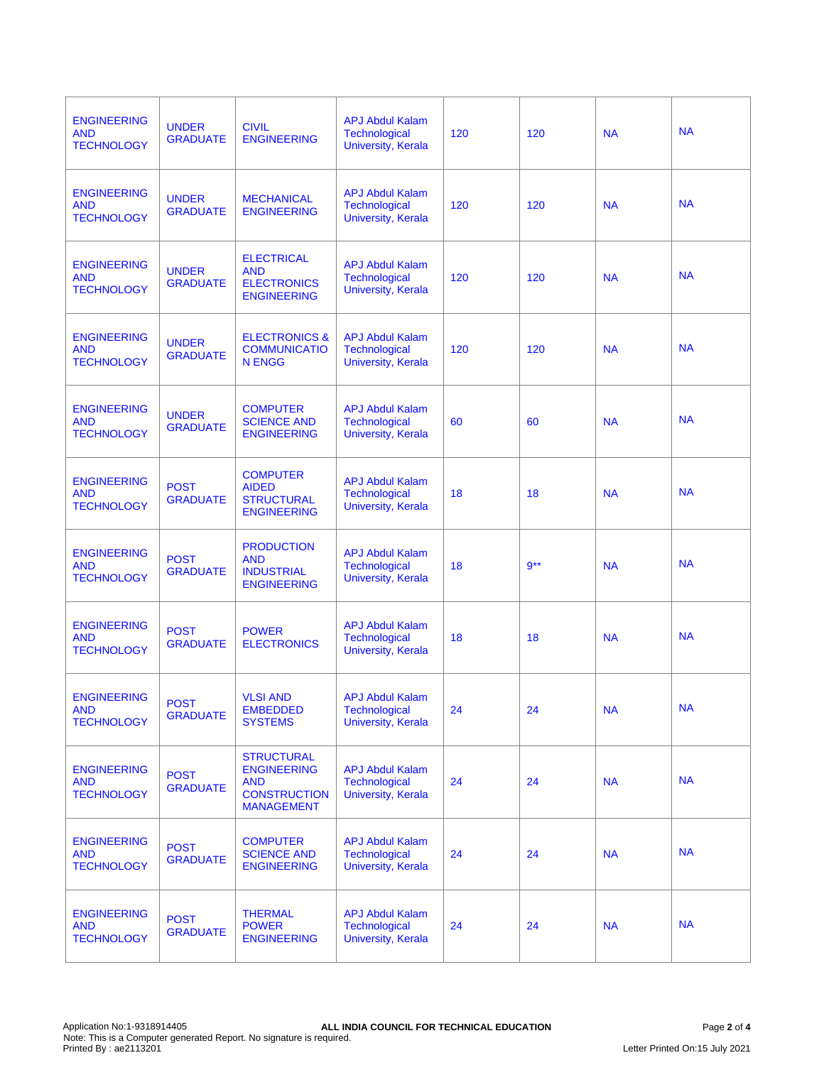| | | | | | | | |
|---|---|---|---|---|---|---|---|
| ENGINEERING AND TECHNOLOGY | UNDER GRADUATE | CIVIL ENGINEERING | APJ Abdul Kalam Technological University, Kerala | 120 | 120 | NA | NA |
| ENGINEERING AND TECHNOLOGY | UNDER GRADUATE | MECHANICAL ENGINEERING | APJ Abdul Kalam Technological University, Kerala | 120 | 120 | NA | NA |
| ENGINEERING AND TECHNOLOGY | UNDER GRADUATE | ELECTRICAL AND ELECTRONICS ENGINEERING | APJ Abdul Kalam Technological University, Kerala | 120 | 120 | NA | NA |
| ENGINEERING AND TECHNOLOGY | UNDER GRADUATE | ELECTRONICS & COMMUNICATION ENGG | APJ Abdul Kalam Technological University, Kerala | 120 | 120 | NA | NA |
| ENGINEERING AND TECHNOLOGY | UNDER GRADUATE | COMPUTER SCIENCE AND ENGINEERING | APJ Abdul Kalam Technological University, Kerala | 60 | 60 | NA | NA |
| ENGINEERING AND TECHNOLOGY | POST GRADUATE | COMPUTER AIDED STRUCTURAL ENGINEERING | APJ Abdul Kalam Technological University, Kerala | 18 | 18 | NA | NA |
| ENGINEERING AND TECHNOLOGY | POST GRADUATE | PRODUCTION AND INDUSTRIAL ENGINEERING | APJ Abdul Kalam Technological University, Kerala | 18 | 9** | NA | NA |
| ENGINEERING AND TECHNOLOGY | POST GRADUATE | POWER ELECTRONICS | APJ Abdul Kalam Technological University, Kerala | 18 | 18 | NA | NA |
| ENGINEERING AND TECHNOLOGY | POST GRADUATE | VLSI AND EMBEDDED SYSTEMS | APJ Abdul Kalam Technological University, Kerala | 24 | 24 | NA | NA |
| ENGINEERING AND TECHNOLOGY | POST GRADUATE | STRUCTURAL ENGINEERING AND CONSTRUCTION MANAGEMENT | APJ Abdul Kalam Technological University, Kerala | 24 | 24 | NA | NA |
| ENGINEERING AND TECHNOLOGY | POST GRADUATE | COMPUTER SCIENCE AND ENGINEERING | APJ Abdul Kalam Technological University, Kerala | 24 | 24 | NA | NA |
| ENGINEERING AND TECHNOLOGY | POST GRADUATE | THERMAL POWER ENGINEERING | APJ Abdul Kalam Technological University, Kerala | 24 | 24 | NA | NA |

Application No:1-9318914405
Note: This is a Computer generated Report. No signature is required.
Printed By : ae2113201

**ALL INDIA COUNCIL FOR TECHNICAL EDUCATION**

Letter Printed On:15 July 2021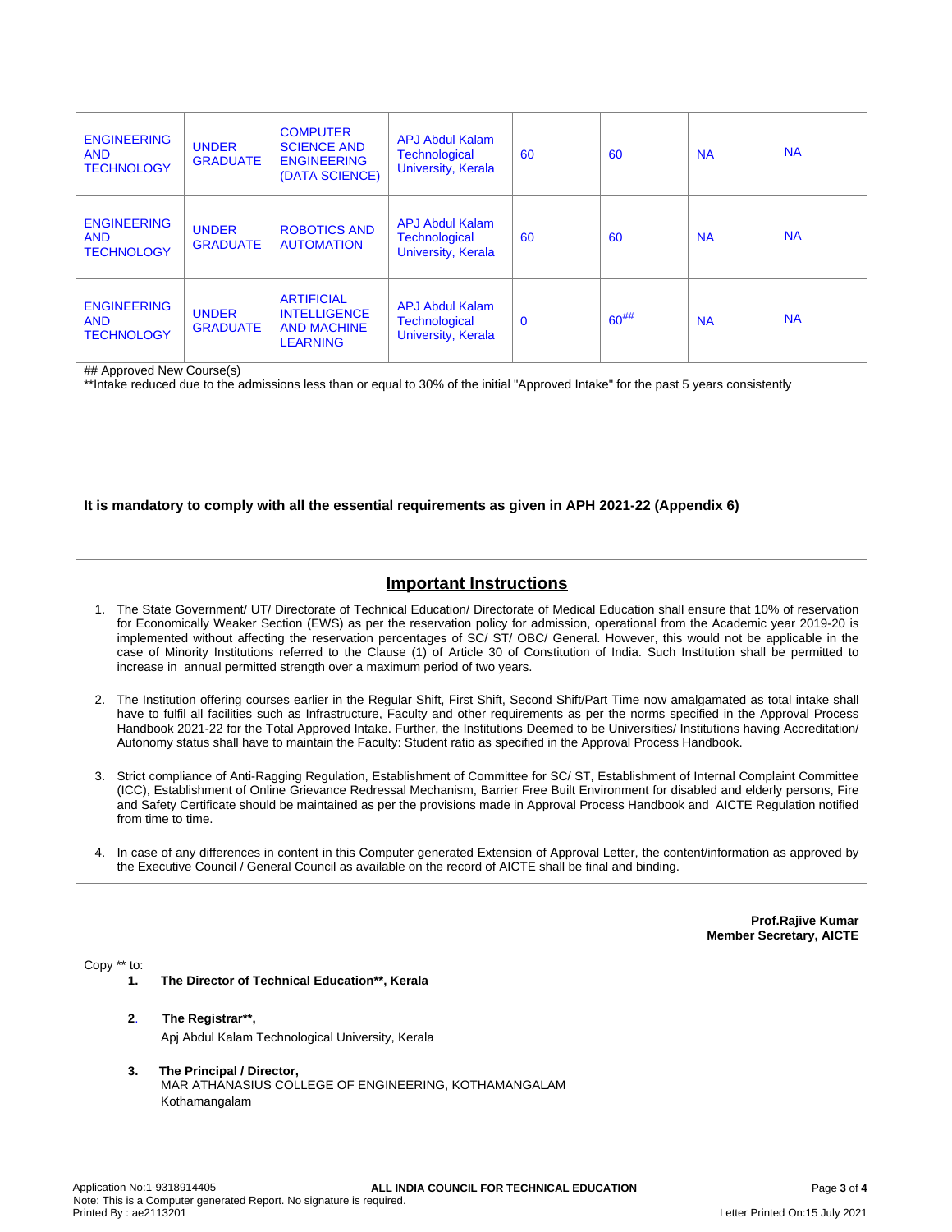| | | | | | | | |
|---|---|---|---|---|---|---|---|
| ENGINEERING AND TECHNOLOGY | UNDER GRADUATE | COMPUTER SCIENCE AND ENGINEERING (DATA SCIENCE) | APJ Abdul Kalam Technological University, Kerala | 60 | 60 | NA | NA |
| ENGINEERING AND TECHNOLOGY | UNDER GRADUATE | ROBOTICS AND AUTOMATION | APJ Abdul Kalam Technological University, Kerala | 60 | 60 | NA | NA |
| ENGINEERING AND TECHNOLOGY | UNDER GRADUATE | ARTIFICIAL INTELLIGENCE AND MACHINE LEARNING | APJ Abdul Kalam Technological University, Kerala | 0 | 60## | NA | NA |

## Approved New Course(s)

**Intake reduced due to the admissions less than or equal to 30% of the initial "Approved Intake" for the past 5 years consistently

**It is mandatory to comply with all the essential requirements as given in APH 2021-22 (Appendix 6)**

## Important Instructions

1. The State Government/ UT/ Directorate of Technical Education/ Directorate of Medical Education shall ensure that 10% of reservation for Economically Weaker Section (EWS) as per the reservation policy for admission, operational from the Academic year 2019-20 is implemented without affecting the reservation percentages of SC/ ST/ OBC/ General. However, this would not be applicable in the case of Minority Institutions referred to the Clause (1) of Article 30 of Constitution of India. Such Institution shall be permitted to increase in annual permitted strength over a maximum period of two years.

2. The Institution offering courses earlier in the Regular Shift, First Shift, Second Shift/Part Time now amalgamated as total intake shall have to fulfil all facilities such as Infrastructure, Faculty and other requirements as per the norms specified in the Approval Process Handbook 2021-22 for the Total Approved Intake. Further, the Institutions Deemed to be Universities/ Institutions having Accreditation/ Autonomy status shall have to maintain the Faculty: Student ratio as specified in the Approval Process Handbook.

3. Strict compliance of Anti-Ragging Regulation, Establishment of Committee for SC/ ST, Establishment of Internal Complaint Committee (ICC), Establishment of Online Grievance Redressal Mechanism, Barrier Free Built Environment for disabled and elderly persons, Fire and Safety Certificate should be maintained as per the provisions made in Approval Process Handbook and AICTE Regulation notified from time to time.

4. In case of any differences in content in this Computer generated Extension of Approval Letter, the content/information as approved by the Executive Council / General Council as available on the record of AICTE shall be final and binding.

**Prof.Rajive Kumar**
**Member Secretary, AICTE**

Copy ** to:

1. **The Director of Technical Education**, Kerala**

2. **The Registrar**,**
   Apj Abdul Kalam Technological University, Kerala

3. **The Principal / Director,**
   MAR ATHANASIUS COLLEGE OF ENGINEERING, KOTHAMANGALAM
   Kothamangalam

Application No:1-9318914405
Note: This is a Computer generated Report. No signature is required.
Printed By : ae2113201
ALL INDIA COUNCIL FOR TECHNICAL EDUCATION
Letter Printed On:15 July 2021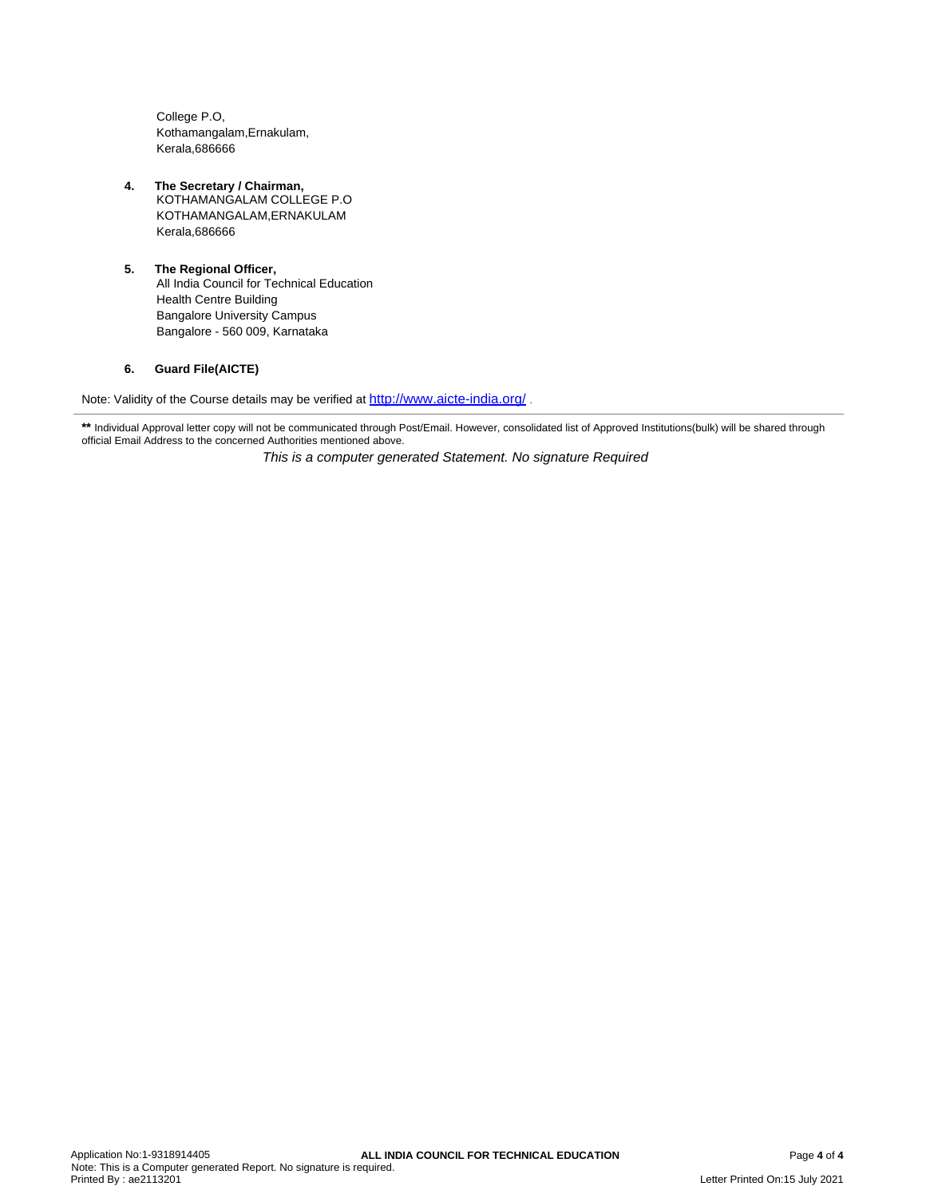College P.O,
Kothamangalam,Ernakulam,
Kerala,686666

4. **The Secretary / Chairman,**
   KOTHAMANGALAM COLLEGE P.O
   KOTHAMANGALAM,ERNAKULAM
   Kerala,686666

5. **The Regional Officer,**
   All India Council for Technical Education
   Health Centre Building
   Bangalore University Campus
   Bangalore - 560 009, Karnataka

6. **Guard File(AICTE)**

Note: Validity of the Course details may be verified at http://www.aicte-india.org/ .

---

**\*\*** Individual Approval letter copy will not be communicated through Post/Email. However, consolidated list of Approved Institutions(bulk) will be shared through official Email Address to the concerned Authorities mentioned above.

*This is a computer generated Statement. No signature Required*